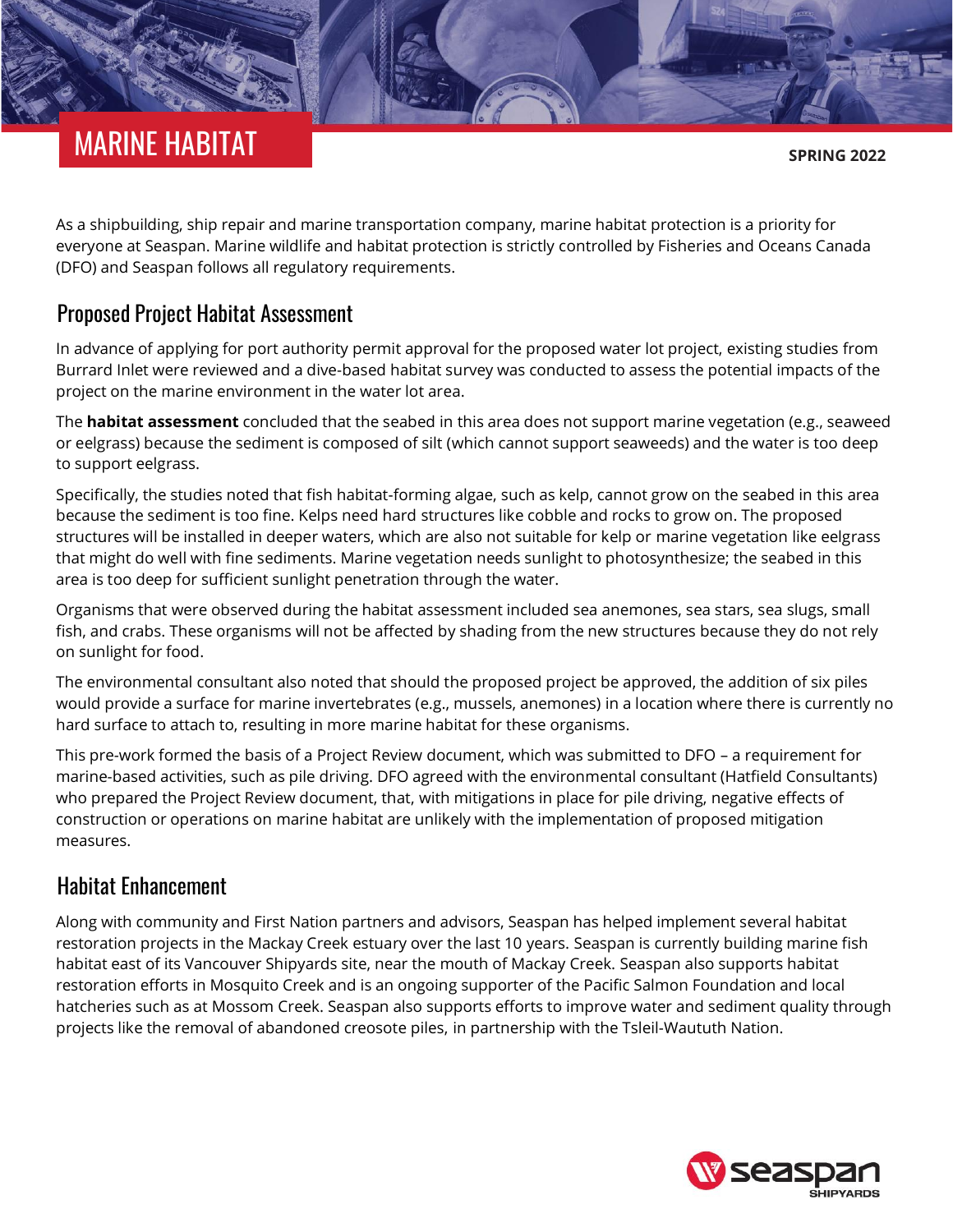# MARINE HABITAT

**SPRING 2022**

As a shipbuilding, ship repair and marine transportation company, marine habitat protection is a priority for everyone at Seaspan. Marine wildlife and habitat protection is strictly controlled by Fisheries and Oceans Canada (DFO) and Seaspan follows all regulatory requirements.

## Proposed Project Habitat Assessment

In advance of applying for port authority permit approval for the proposed water lot project, existing studies from Burrard Inlet were reviewed and a dive-based habitat survey was conducted to assess the potential impacts of the project on the marine environment in the water lot area.

The **habitat assessment** concluded that the seabed in this area does not support marine vegetation (e.g., seaweed or eelgrass) because the sediment is composed of silt (which cannot support seaweeds) and the water is too deep to support eelgrass.

Specifically, the studies noted that fish habitat-forming algae, such as kelp, cannot grow on the seabed in this area because the sediment is too fine. Kelps need hard structures like cobble and rocks to grow on. The proposed structures will be installed in deeper waters, which are also not suitable for kelp or marine vegetation like eelgrass that might do well with fine sediments. Marine vegetation needs sunlight to photosynthesize; the seabed in this area is too deep for sufficient sunlight penetration through the water.

Organisms that were observed during the habitat assessment included sea anemones, sea stars, sea slugs, small fish, and crabs. These organisms will not be affected by shading from the new structures because they do not rely on sunlight for food.

The environmental consultant also noted that should the proposed project be approved, the addition of six piles would provide a surface for marine invertebrates (e.g., mussels, anemones) in a location where there is currently no hard surface to attach to, resulting in more marine habitat for these organisms.

This pre-work formed the basis of a Project Review document, which was submitted to DFO – a requirement for marine-based activities, such as pile driving. DFO agreed with the environmental consultant (Hatfield Consultants) who prepared the Project Review document, that, with mitigations in place for pile driving, negative effects of construction or operations on marine habitat are unlikely with the implementation of proposed mitigation measures.

## Habitat Enhancement

Along with community and First Nation partners and advisors, Seaspan has helped implement several habitat restoration projects in the Mackay Creek estuary over the last 10 years. Seaspan is currently building marine fish habitat east of its Vancouver Shipyards site, near the mouth of Mackay Creek. Seaspan also supports habitat restoration efforts in Mosquito Creek and is an ongoing supporter of the Pacific Salmon Foundation and local hatcheries such as at Mossom Creek. Seaspan also supports efforts to improve water and sediment quality through projects like the removal of abandoned creosote piles, in partnership with the Tsleil-Waututh Nation.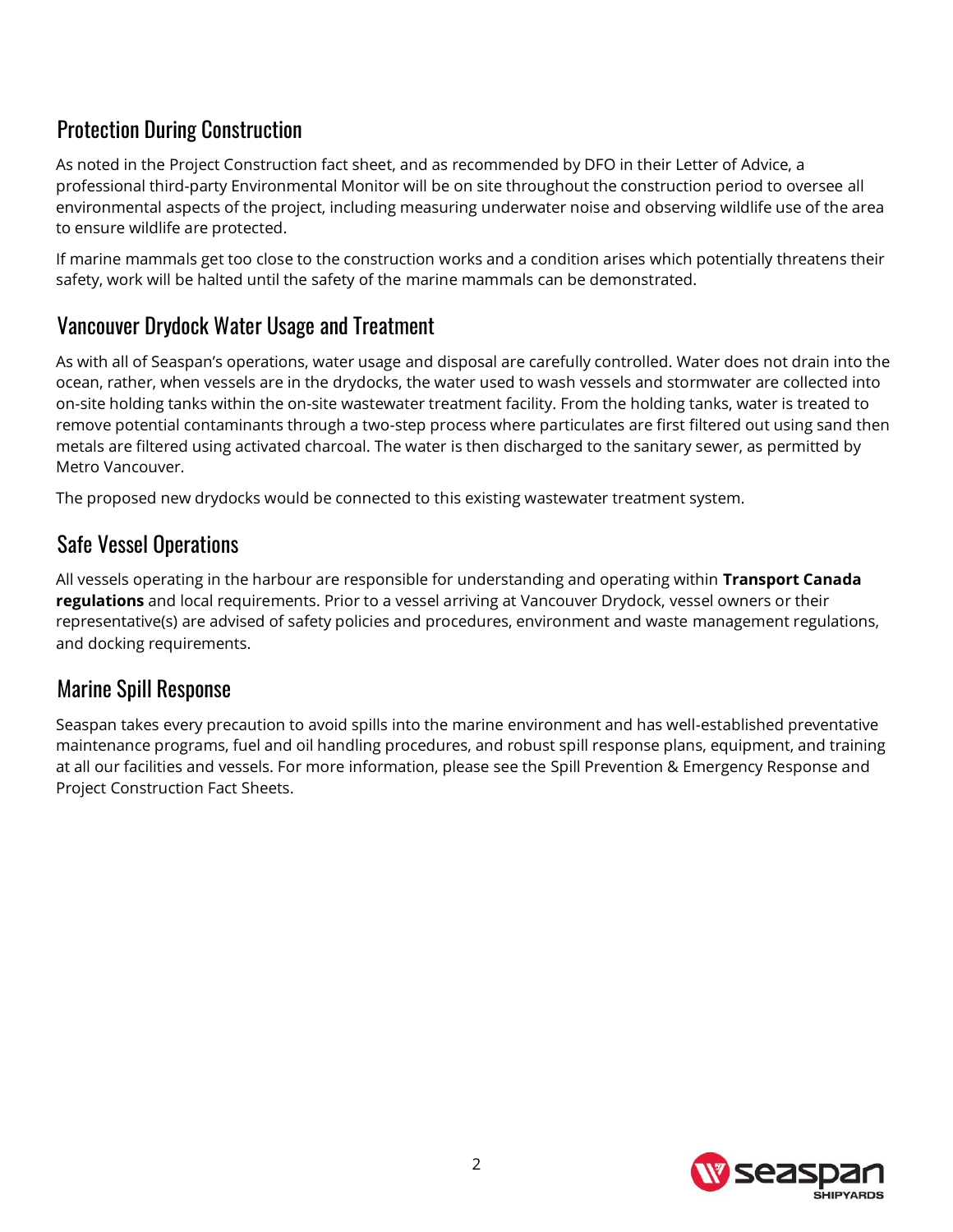## Protection During Construction

As noted in the Project Construction fact sheet, and as recommended by DFO in their Letter of Advice, a professional third-party Environmental Monitor will be on site throughout the construction period to oversee all environmental aspects of the project, including measuring underwater noise and observing wildlife use of the area to ensure wildlife are protected.

If marine mammals get too close to the construction works and a condition arises which potentially threatens their safety, work will be halted until the safety of the marine mammals can be demonstrated.

## Vancouver Drydock Water Usage and Treatment

As with all of Seaspan's operations, water usage and disposal are carefully controlled. Water does not drain into the ocean, rather, when vessels are in the drydocks, the water used to wash vessels and stormwater are collected into on-site holding tanks within the on-site wastewater treatment facility. From the holding tanks, water is treated to remove potential contaminants through a two-step process where particulates are first filtered out using sand then metals are filtered using activated charcoal. The water is then discharged to the sanitary sewer, as permitted by Metro Vancouver.

The proposed new drydocks would be connected to this existing wastewater treatment system.

## Safe Vessel Operations

All vessels operating in the harbour are responsible for understanding and operating within **Transport Canada regulations** and local requirements. Prior to a vessel arriving at Vancouver Drydock, vessel owners or their representative(s) are advised of safety policies and procedures, environment and waste management regulations, and docking requirements.

## Marine Spill Response

Seaspan takes every precaution to avoid spills into the marine environment and has well-established preventative maintenance programs, fuel and oil handling procedures, and robust spill response plans, equipment, and training at all our facilities and vessels. For more information, please see the Spill Prevention & Emergency Response and Project Construction Fact Sheets.